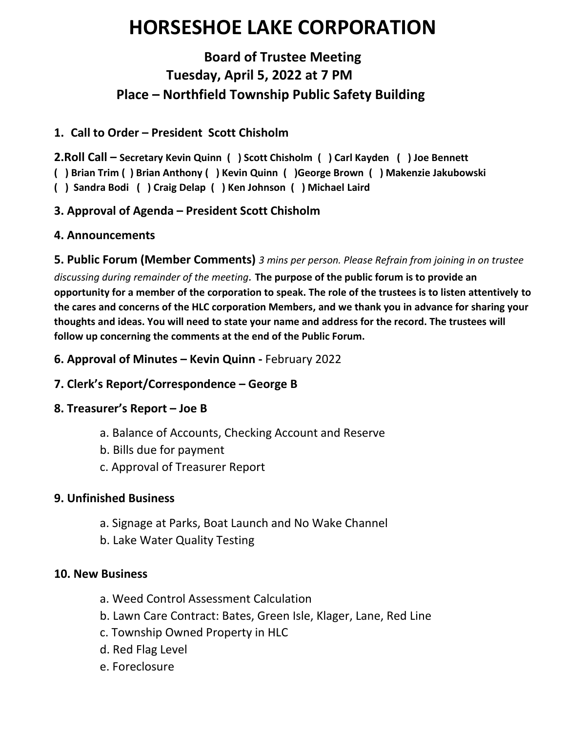# HORSESHOE LAKE CORPORATION

## Board of Trustee Meeting

## Tuesday, April 5, 2022 at 7 PM

## Place – Northfield Township Public Safety Building

**1. Call to Order – President Scott Chisholm**

**2.Roll Call – Secretary Kevin Quinn ( ) Scott Chisholm ( ) Carl Kayden ( ) Joe Bennett ( ) Brian Trim ( ) Brian Anthony ( ) Kevin Quinn ( )George Brown ( ) Makenzie Jakubowski ( ) Sandra Bodi ( ) Craig Delap ( ) Ken Johnson ( ) Michael Laird**

**3. Approval of Agenda – President Scott Chisholm**

**4. Announcements**

**5. Public Forum (Member Comments)** *3 mins per person. Please Refrain from joining in on trustee discussing during remainder of the meeting.* **The purpose of the public forum is to provide an opportunity for a member of the corporation to speak. The role of the trustees is to listen attentively to the cares and concerns of the HLC corporation Members, and we thank you in advance for sharing your thoughts and ideas. You will need to state your name and address for the record. The trustees will follow up concerning the comments at the end of the Public Forum.**

**6. Approval of Minutes – Kevin Quinn -** February 2022

**7. Clerk's Report/Correspondence – George B**

**8. Treasurer's Report – Joe B**

- a. Balance of Accounts, Checking Account and Reserve
- b. Bills due for payment
- c. Approval of Treasurer Report

**9. Unfinished Business**

- a. Signage at Parks, Boat Launch and No Wake Channel
- b. Lake Water Quality Testing

**10. New Business**

- a. Weed Control Assessment Calculation
- b. Lawn Care Contract: Bates, Green Isle, Klager, Lane, Red Line
- c. Township Owned Property in HLC
- d. Red Flag Level
- e. Foreclosure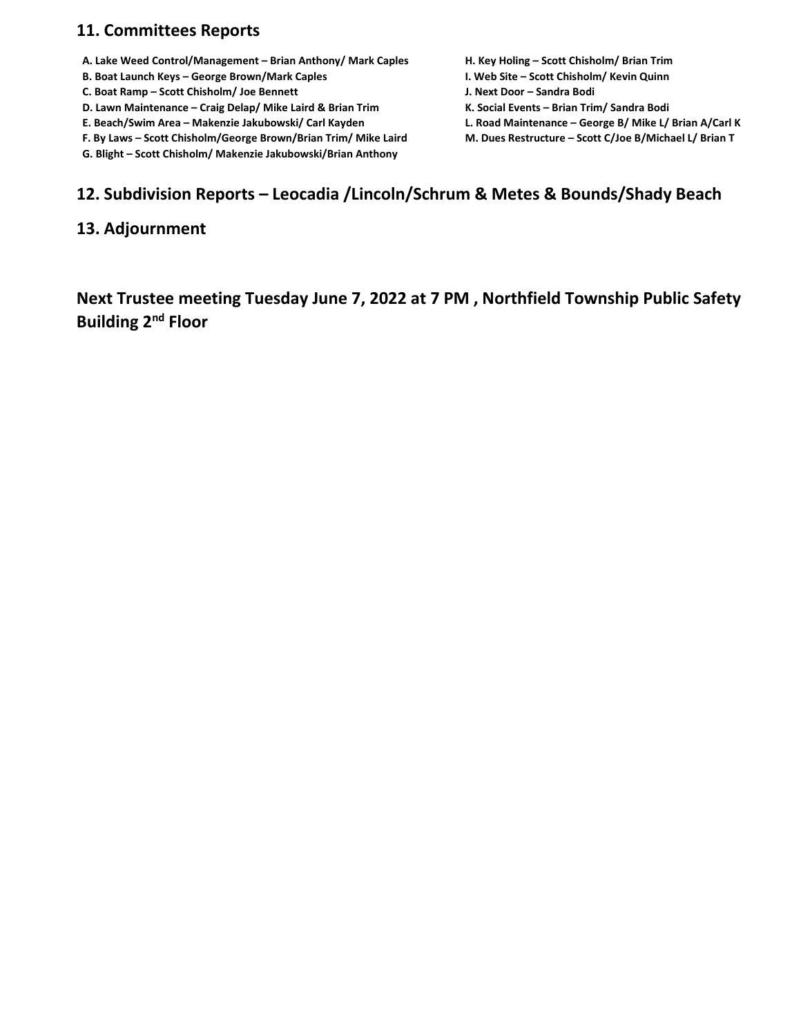## 11. Committees Reports

- **A. Lake Weed Control/Management – Brian Anthony/ Mark Caples**
- **B. Boat Launch Keys – George Brown/Mark Caples**
- **C. Boat Ramp – Scott Chisholm/ Joe Bennett**
- **D. Lawn Maintenance – Craig Delap/ Mike Laird & Brian Trim**
- **E. Beach/Swim Area – Makenzie Jakubowski/ Carl Kayden**
- **F. By Laws – Scott Chisholm/George Brown/Brian Trim/ Mike Laird**
- **G. Blight – Scott Chisholm/ Makenzie Jakubowski/Brian Anthony**
- **H. Key Holing – Scott Chisholm/ Brian Trim**
- **I. Web Site – Scott Chisholm/ Kevin Quinn**
- **J. Next Door – Sandra Bodi**
- **K. Social Events – Brian Trim/ Sandra Bodi**
- **L. Road Maintenance – George B/ Mike L/ Brian A/Carl K**
- **M. Dues Restructure – Scott C/Joe B/Michael L/ Brian T**

## 12. Subdivision Reports – Leocadia /Lincoln/Schrum & Metes & Bounds/Shady Beach

## 13. Adjournment

## Next Trustee meeting Tuesday June 7, 2022 at 7 PM , Northfield Township Public Safety Building 2nd Floor